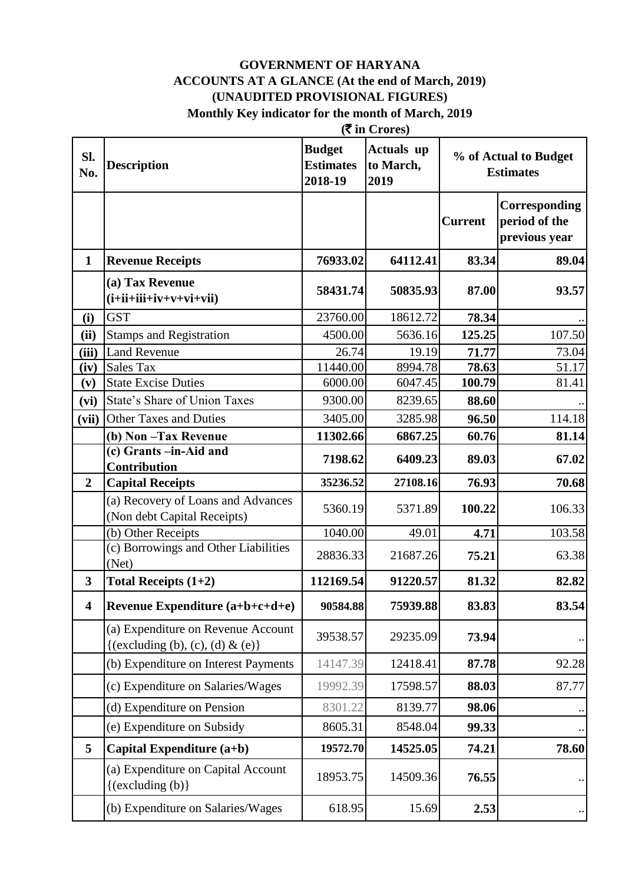**GOVERNMENT OF HARYANA**
**ACCOUNTS AT A GLANCE (At the end of March, 2019)**
**(UNAUDITED PROVISIONAL FIGURES)**
**Monthly Key indicator for the month of March, 2019**
**(₹ in Crores)**

| Sl. No. | Description | Budget Estimates 2018-19 | Actuals up to March, 2019 | % of Actual to Budget Estimates | |
|---|---|---|---|---|---|
| | | | | Current | Corresponding period of the previous year |
| **1** | **Revenue Receipts** | **76933.02** | **64112.41** | **83.34** | **89.04** |
| | **(a) Tax Revenue (i+ii+iii+iv+v+vi+vii)** | **58431.74** | **50835.93** | **87.00** | **93.57** |
| **(i)** | GST | 23760.00 | 18612.72 | **78.34** | .. |
| **(ii)** | Stamps and Registration | 4500.00 | 5636.16 | **125.25** | 107.50 |
| **(iii)** | Land Revenue | 26.74 | 19.19 | **71.77** | 73.04 |
| **(iv)** | Sales Tax | 11440.00 | 8994.78 | **78.63** | 51.17 |
| **(v)** | State Excise Duties | 6000.00 | 6047.45 | **100.79** | 81.41 |
| **(vi)** | State's Share of Union Taxes | 9300.00 | 8239.65 | **88.60** | .. |
| **(vii)** | Other Taxes and Duties | 3405.00 | 3285.98 | **96.50** | 114.18 |
| | **(b) Non –Tax Revenue** | **11302.66** | **6867.25** | **60.76** | **81.14** |
| | **(c) Grants –in-Aid and Contribution** | **7198.62** | **6409.23** | **89.03** | **67.02** |
| **2** | **Capital Receipts** | **35236.52** | **27108.16** | **76.93** | **70.68** |
| | (a) Recovery of Loans and Advances (Non debt Capital Receipts) | 5360.19 | 5371.89 | **100.22** | 106.33 |
| | (b) Other Receipts | 1040.00 | 49.01 | **4.71** | 103.58 |
| | (c) Borrowings and Other Liabilities (Net) | 28836.33 | 21687.26 | **75.21** | 63.38 |
| **3** | **Total Receipts (1+2)** | **112169.54** | **91220.57** | **81.32** | **82.82** |
| **4** | **Revenue Expenditure (a+b+c+d+e)** | **90584.88** | **75939.88** | **83.83** | **83.54** |
| | (a) Expenditure on Revenue Account {(excluding (b), (c), (d) & (e)} | 39538.57 | 29235.09 | **73.94** | .. |
| | (b) Expenditure on Interest Payments | 14147.39 | 12418.41 | **87.78** | 92.28 |
| | (c) Expenditure on Salaries/Wages | 19992.39 | 17598.57 | **88.03** | 87.77 |
| | (d) Expenditure on Pension | 8301.22 | 8139.77 | **98.06** | .. |
| | (e) Expenditure on Subsidy | 8605.31 | 8548.04 | **99.33** | .. |
| **5** | **Capital Expenditure (a+b)** | **19572.70** | **14525.05** | **74.21** | **78.60** |
| | (a) Expenditure on Capital Account {(excluding (b)} | 18953.75 | 14509.36 | **76.55** | .. |
| | (b) Expenditure on Salaries/Wages | 618.95 | 15.69 | **2.53** | .. |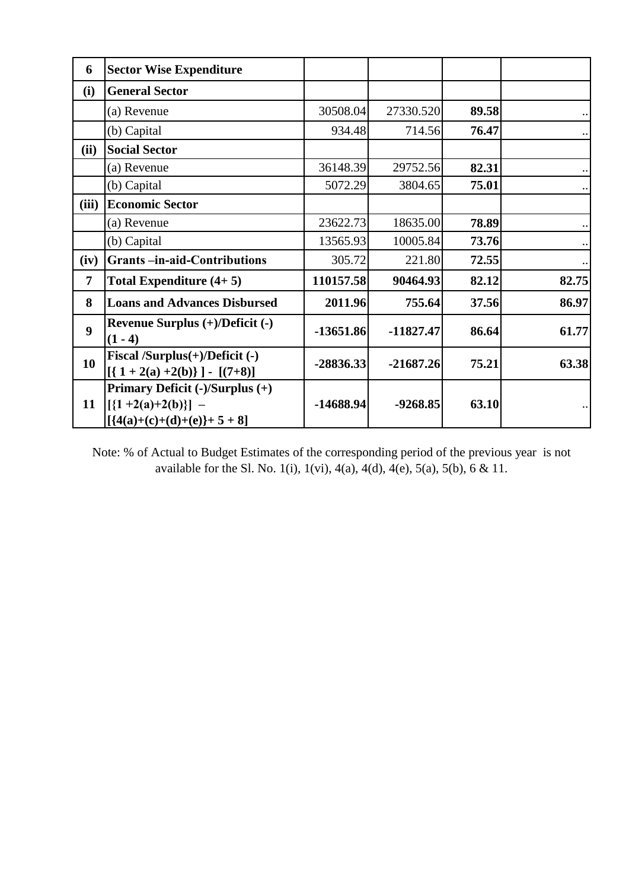| 6 | **Sector Wise Expenditure** | | | | |
|---|---|---|---|---|---|
| **(i)** | **General Sector** | | | | |
| | (a) Revenue | 30508.04 | 27330.520 | **89.58** | .. |
| | (b) Capital | 934.48 | 714.56 | **76.47** | .. |
| **(ii)** | **Social Sector** | | | | |
| | (a) Revenue | 36148.39 | 29752.56 | **82.31** | .. |
| | (b) Capital | 5072.29 | 3804.65 | **75.01** | .. |
| **(iii)** | **Economic Sector** | | | | |
| | (a) Revenue | 23622.73 | 18635.00 | **78.89** | .. |
| | (b) Capital | 13565.93 | 10005.84 | **73.76** | .. |
| **(iv)** | **Grants –in-aid-Contributions** | 305.72 | 221.80 | **72.55** | .. |
| **7** | **Total Expenditure (4+ 5)** | **110157.58** | **90464.93** | **82.12** | **82.75** |
| **8** | **Loans and Advances Disbursed** | **2011.96** | **755.64** | **37.56** | **86.97** |
| **9** | **Revenue Surplus (+)/Deficit (-) (1 - 4)** | **-13651.86** | **-11827.47** | **86.64** | **61.77** |
| **10** | **Fiscal /Surplus(+)/Deficit (-) [{ 1 + 2(a) +2(b)} ] - [(7+8)]** | **-28836.33** | **-21687.26** | **75.21** | **63.38** |
| **11** | **Primary Deficit (-)/Surplus (+) [{1 +2(a)+2(b)}] – [{4(a)+(c)+(d)+(e)}+ 5 + 8]** | **-14688.94** | **-9268.85** | **63.10** | .. |

Note: % of Actual to Budget Estimates of the corresponding period of the previous year is not available for the Sl. No. 1(i), 1(vi), 4(a), 4(d), 4(e), 5(a), 5(b), 6 & 11.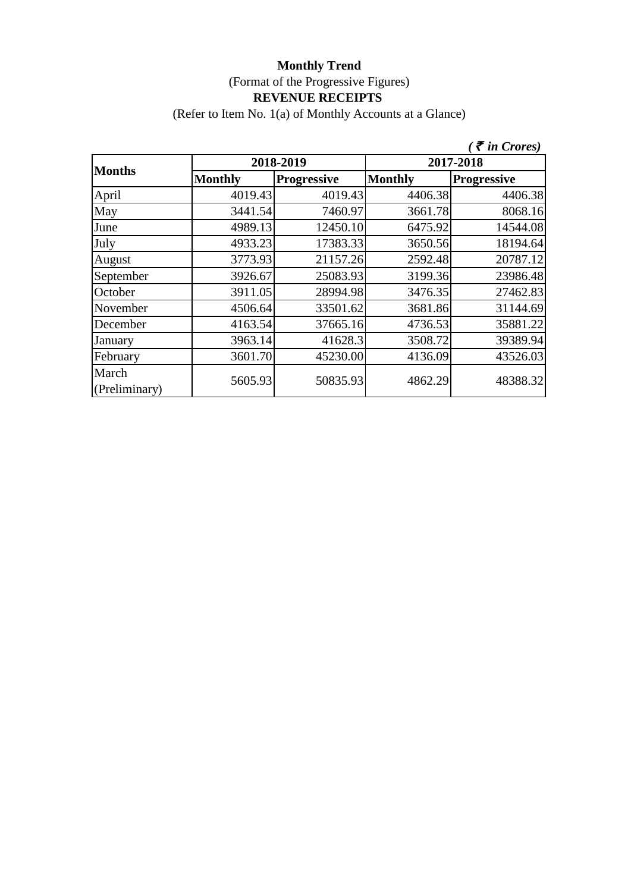**Monthly Trend**

(Format of the Progressive Figures)

**REVENUE RECEIPTS**

(Refer to Item No. 1(a) of Monthly Accounts at a Glance)

*( ₹ in Crores)*

| Months | 2018-2019 | | 2017-2018 | |
|---|---|---|---|---|
| | **Monthly** | **Progressive** | **Monthly** | **Progressive** |
| April | 4019.43 | 4019.43 | 4406.38 | 4406.38 |
| May | 3441.54 | 7460.97 | 3661.78 | 8068.16 |
| June | 4989.13 | 12450.10 | 6475.92 | 14544.08 |
| July | 4933.23 | 17383.33 | 3650.56 | 18194.64 |
| August | 3773.93 | 21157.26 | 2592.48 | 20787.12 |
| September | 3926.67 | 25083.93 | 3199.36 | 23986.48 |
| October | 3911.05 | 28994.98 | 3476.35 | 27462.83 |
| November | 4506.64 | 33501.62 | 3681.86 | 31144.69 |
| December | 4163.54 | 37665.16 | 4736.53 | 35881.22 |
| January | 3963.14 | 41628.3 | 3508.72 | 39389.94 |
| February | 3601.70 | 45230.00 | 4136.09 | 43526.03 |
| March (Preliminary) | 5605.93 | 50835.93 | 4862.29 | 48388.32 |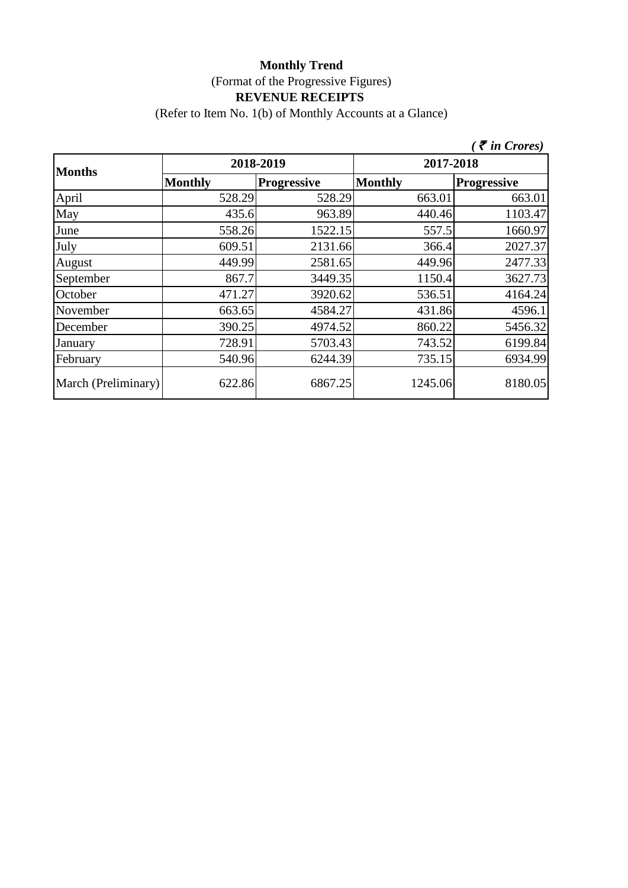**Monthly Trend**

(Format of the Progressive Figures)

**REVENUE RECEIPTS**

(Refer to Item No. 1(b) of Monthly Accounts at a Glance)

*( ₹ in Crores)*

| Months | 2018-2019 | | 2017-2018 | |
|---|---|---|---|---|
| | Monthly | Progressive | Monthly | Progressive |
| April | 528.29 | 528.29 | 663.01 | 663.01 |
| May | 435.6 | 963.89 | 440.46 | 1103.47 |
| June | 558.26 | 1522.15 | 557.5 | 1660.97 |
| July | 609.51 | 2131.66 | 366.4 | 2027.37 |
| August | 449.99 | 2581.65 | 449.96 | 2477.33 |
| September | 867.7 | 3449.35 | 1150.4 | 3627.73 |
| October | 471.27 | 3920.62 | 536.51 | 4164.24 |
| November | 663.65 | 4584.27 | 431.86 | 4596.1 |
| December | 390.25 | 4974.52 | 860.22 | 5456.32 |
| January | 728.91 | 5703.43 | 743.52 | 6199.84 |
| February | 540.96 | 6244.39 | 735.15 | 6934.99 |
| March (Preliminary) | 622.86 | 6867.25 | 1245.06 | 8180.05 |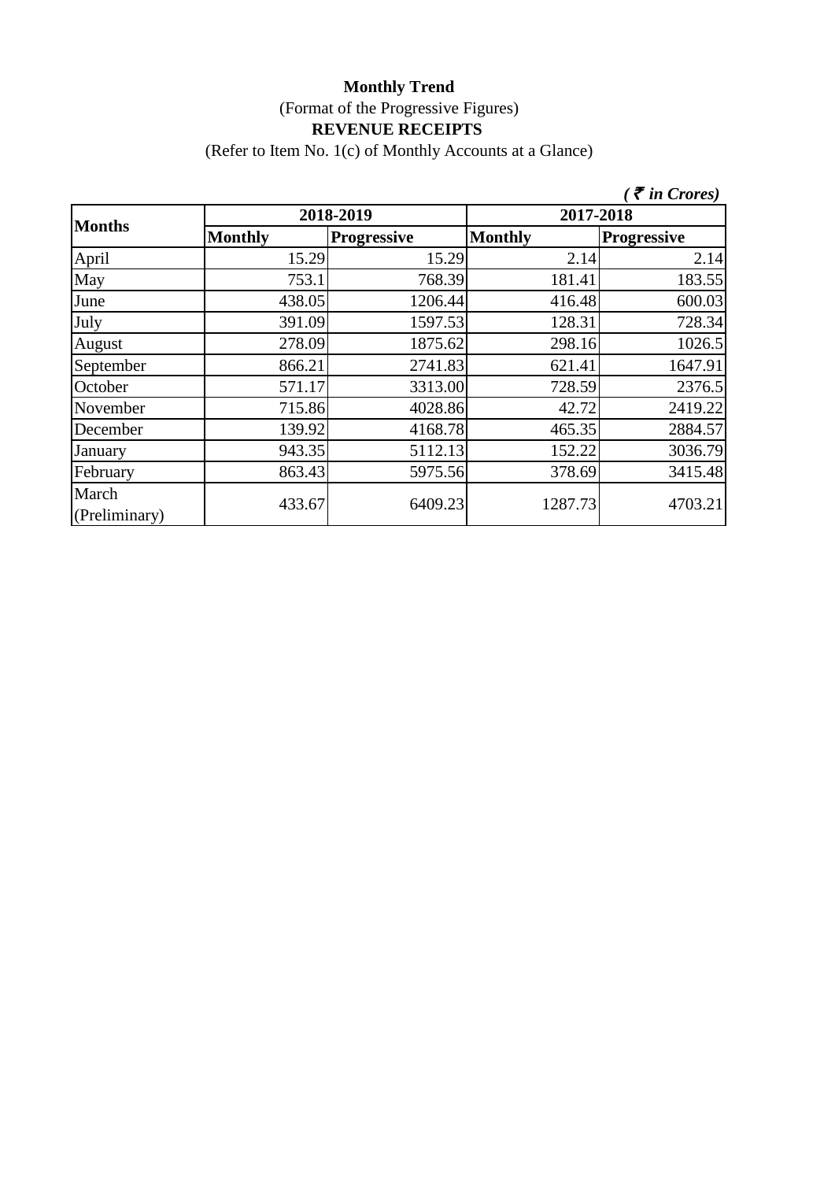**Monthly Trend**

(Format of the Progressive Figures)

**REVENUE RECEIPTS**

(Refer to Item No. 1(c) of Monthly Accounts at a Glance)

*( ₹ in Crores)*

| Months | 2018-2019 | | 2017-2018 | |
|---|---|---|---|---|
| | **Monthly** | **Progressive** | **Monthly** | **Progressive** |
| April | 15.29 | 15.29 | 2.14 | 2.14 |
| May | 753.1 | 768.39 | 181.41 | 183.55 |
| June | 438.05 | 1206.44 | 416.48 | 600.03 |
| July | 391.09 | 1597.53 | 128.31 | 728.34 |
| August | 278.09 | 1875.62 | 298.16 | 1026.5 |
| September | 866.21 | 2741.83 | 621.41 | 1647.91 |
| October | 571.17 | 3313.00 | 728.59 | 2376.5 |
| November | 715.86 | 4028.86 | 42.72 | 2419.22 |
| December | 139.92 | 4168.78 | 465.35 | 2884.57 |
| January | 943.35 | 5112.13 | 152.22 | 3036.79 |
| February | 863.43 | 5975.56 | 378.69 | 3415.48 |
| March (Preliminary) | 433.67 | 6409.23 | 1287.73 | 4703.21 |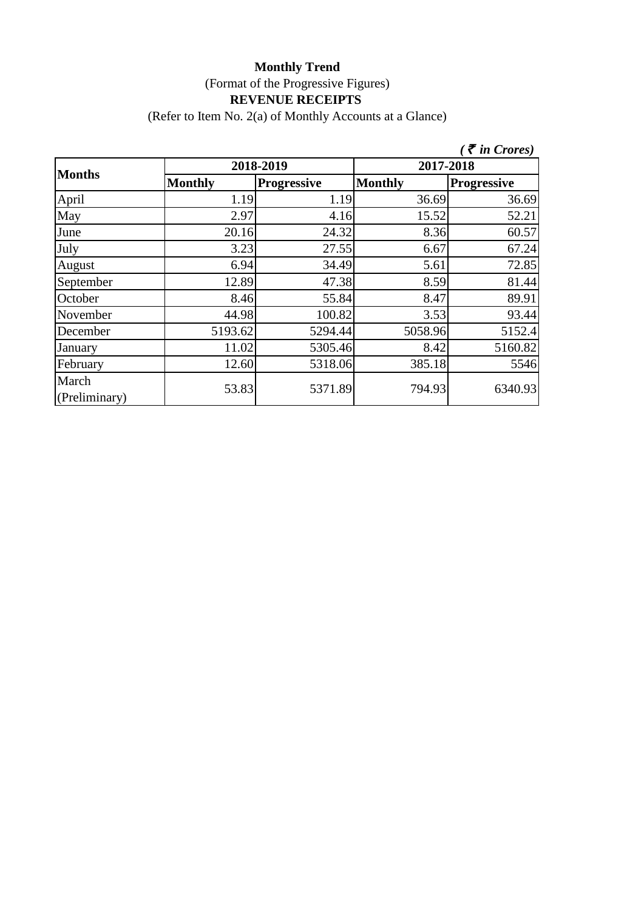**Monthly Trend**

(Format of the Progressive Figures)

**REVENUE RECEIPTS**

(Refer to Item No. 2(a) of Monthly Accounts at a Glance)

*( ₹ in Crores)*

| Months | 2018-2019 | | 2017-2018 | |
|---|---|---|---|---|
| | **Monthly** | **Progressive** | **Monthly** | **Progressive** |
| April | 1.19 | 1.19 | 36.69 | 36.69 |
| May | 2.97 | 4.16 | 15.52 | 52.21 |
| June | 20.16 | 24.32 | 8.36 | 60.57 |
| July | 3.23 | 27.55 | 6.67 | 67.24 |
| August | 6.94 | 34.49 | 5.61 | 72.85 |
| September | 12.89 | 47.38 | 8.59 | 81.44 |
| October | 8.46 | 55.84 | 8.47 | 89.91 |
| November | 44.98 | 100.82 | 3.53 | 93.44 |
| December | 5193.62 | 5294.44 | 5058.96 | 5152.4 |
| January | 11.02 | 5305.46 | 8.42 | 5160.82 |
| February | 12.60 | 5318.06 | 385.18 | 5546 |
| March (Preliminary) | 53.83 | 5371.89 | 794.93 | 6340.93 |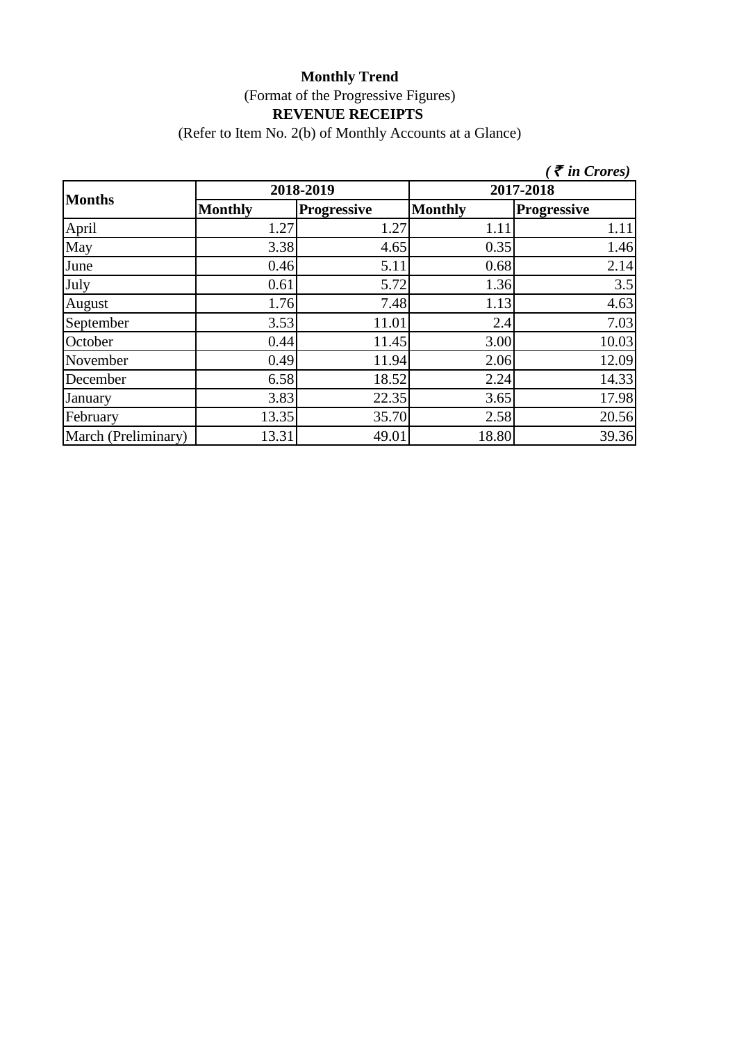**Monthly Trend**

(Format of the Progressive Figures)

**REVENUE RECEIPTS**

(Refer to Item No. 2(b) of Monthly Accounts at a Glance)

*( ₹ in Crores)*

| Months | 2018-2019 | | 2017-2018 | |
|---|---|---|---|---|
| | Monthly | Progressive | Monthly | Progressive |
| April | 1.27 | 1.27 | 1.11 | 1.11 |
| May | 3.38 | 4.65 | 0.35 | 1.46 |
| June | 0.46 | 5.11 | 0.68 | 2.14 |
| July | 0.61 | 5.72 | 1.36 | 3.5 |
| August | 1.76 | 7.48 | 1.13 | 4.63 |
| September | 3.53 | 11.01 | 2.4 | 7.03 |
| October | 0.44 | 11.45 | 3.00 | 10.03 |
| November | 0.49 | 11.94 | 2.06 | 12.09 |
| December | 6.58 | 18.52 | 2.24 | 14.33 |
| January | 3.83 | 22.35 | 3.65 | 17.98 |
| February | 13.35 | 35.70 | 2.58 | 20.56 |
| March (Preliminary) | 13.31 | 49.01 | 18.80 | 39.36 |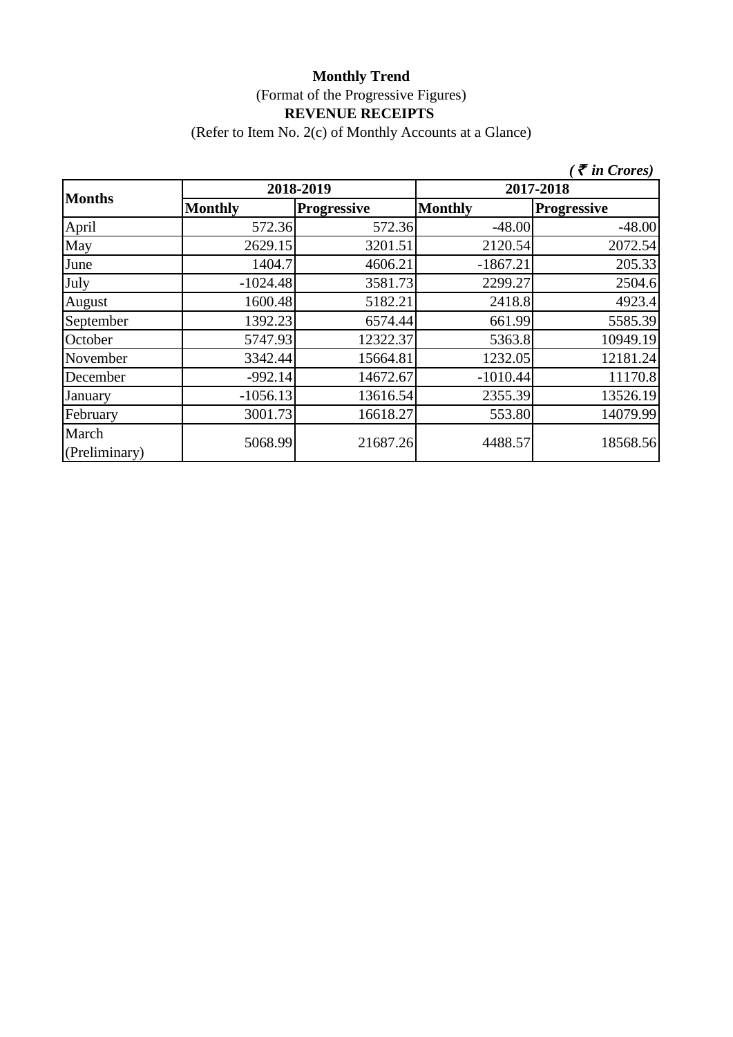**Monthly Trend**

(Format of the Progressive Figures)

**REVENUE RECEIPTS**

(Refer to Item No. 2(c) of Monthly Accounts at a Glance)

*( ₹ in Crores)*

| Months | 2018-2019 | | 2017-2018 | |
|---|---|---|---|---|
| | **Monthly** | **Progressive** | **Monthly** | **Progressive** |
| April | 572.36 | 572.36 | -48.00 | -48.00 |
| May | 2629.15 | 3201.51 | 2120.54 | 2072.54 |
| June | 1404.7 | 4606.21 | -1867.21 | 205.33 |
| July | -1024.48 | 3581.73 | 2299.27 | 2504.6 |
| August | 1600.48 | 5182.21 | 2418.8 | 4923.4 |
| September | 1392.23 | 6574.44 | 661.99 | 5585.39 |
| October | 5747.93 | 12322.37 | 5363.8 | 10949.19 |
| November | 3342.44 | 15664.81 | 1232.05 | 12181.24 |
| December | -992.14 | 14672.67 | -1010.44 | 11170.8 |
| January | -1056.13 | 13616.54 | 2355.39 | 13526.19 |
| February | 3001.73 | 16618.27 | 553.80 | 14079.99 |
| March (Preliminary) | 5068.99 | 21687.26 | 4488.57 | 18568.56 |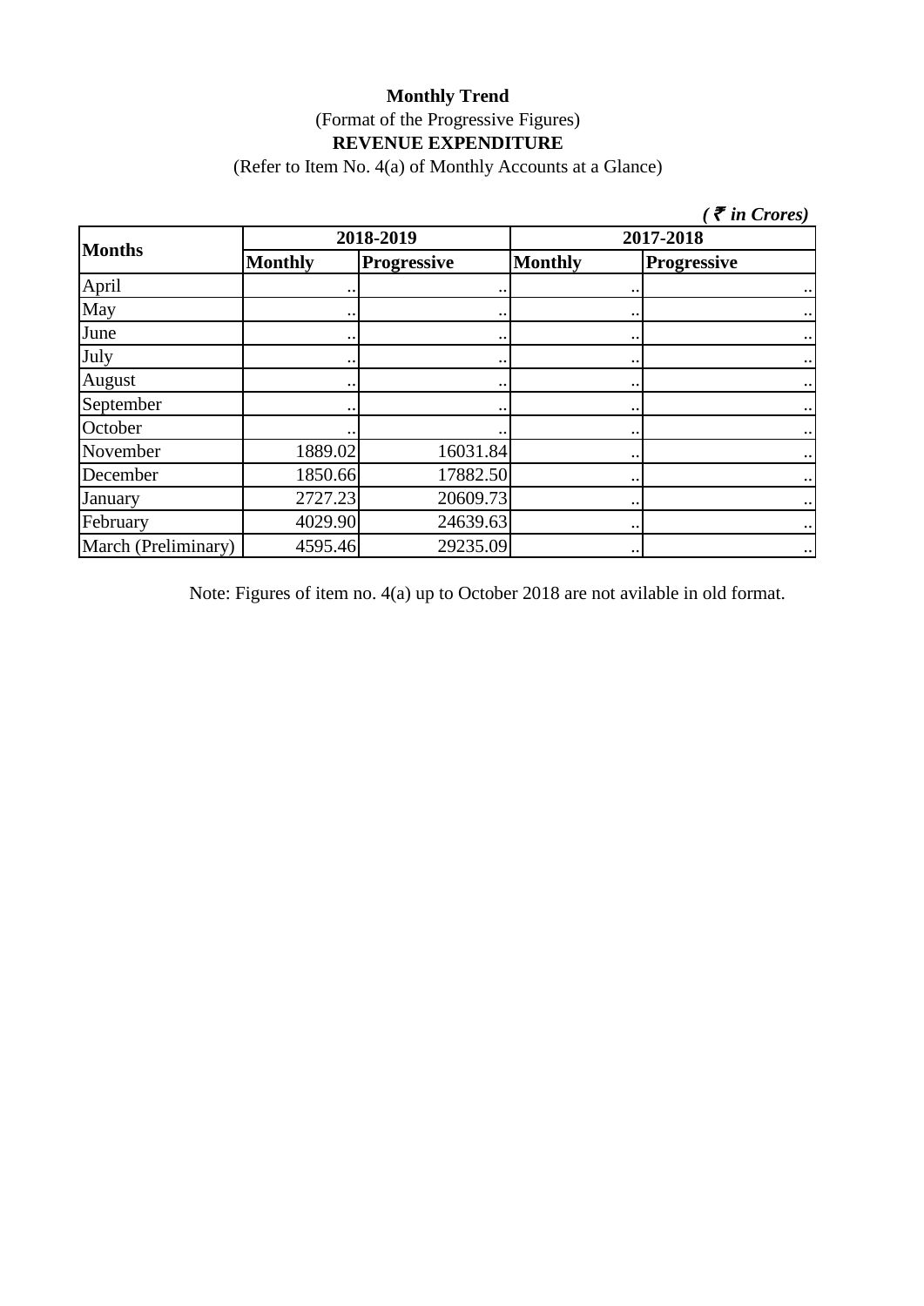**Monthly Trend**

(Format of the Progressive Figures)

**REVENUE EXPENDITURE**

(Refer to Item No. 4(a) of Monthly Accounts at a Glance)

***( ₹ in Crores)***

| Months | 2018-2019 | | 2017-2018 | |
|---|---|---|---|---|
| | Monthly | Progressive | Monthly | Progressive |
| April | .. | .. | .. | .. |
| May | .. | .. | .. | .. |
| June | .. | .. | .. | .. |
| July | .. | .. | .. | .. |
| August | .. | .. | .. | .. |
| September | .. | .. | .. | .. |
| October | .. | .. | .. | .. |
| November | 1889.02 | 16031.84 | .. | .. |
| December | 1850.66 | 17882.50 | .. | .. |
| January | 2727.23 | 20609.73 | .. | .. |
| February | 4029.90 | 24639.63 | .. | .. |
| March (Preliminary) | 4595.46 | 29235.09 | .. | .. |

Note: Figures of item no. 4(a) up to October 2018 are not avilable in old format.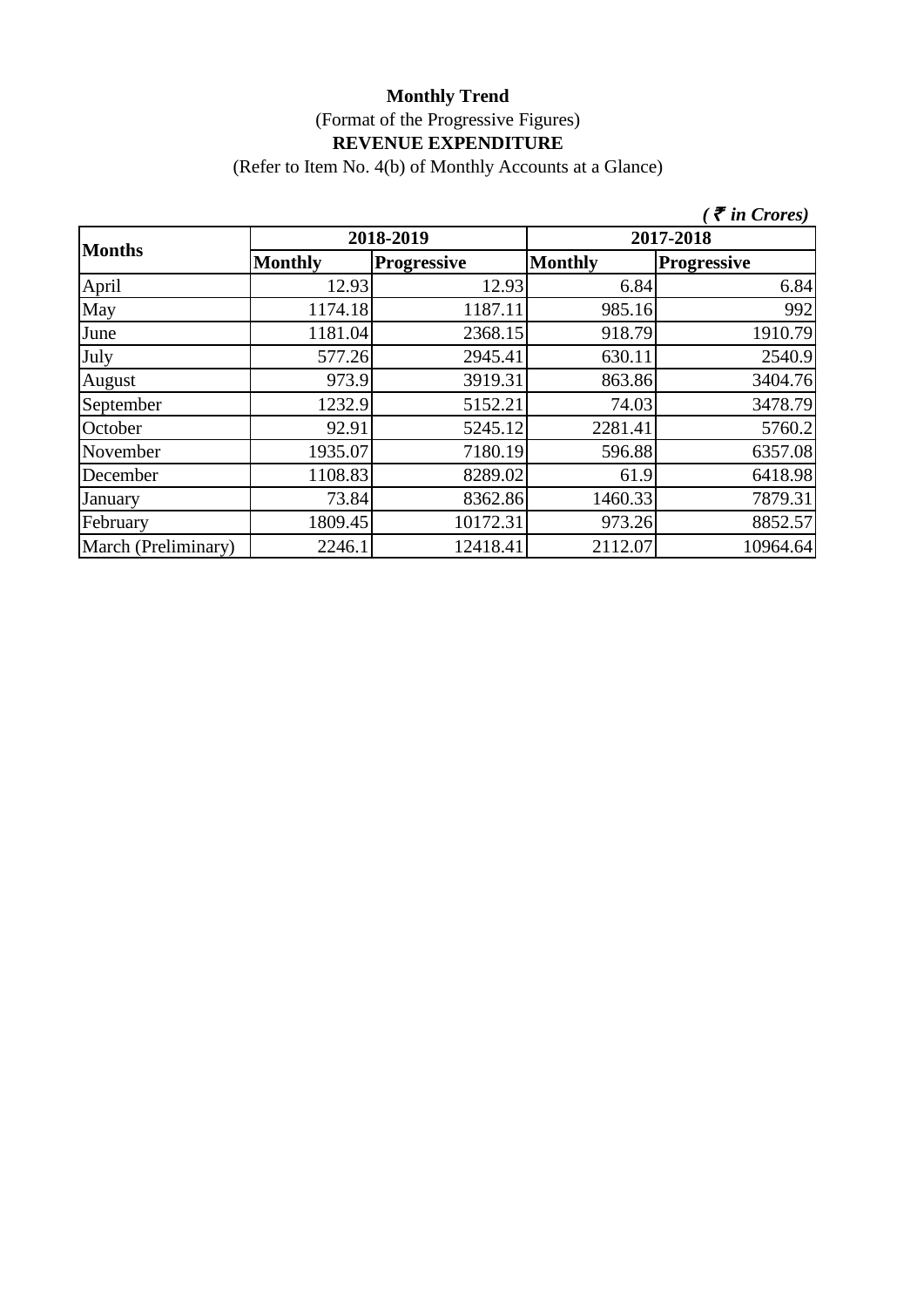**Monthly Trend**

(Format of the Progressive Figures)

**REVENUE EXPENDITURE**

(Refer to Item No. 4(b) of Monthly Accounts at a Glance)

***( ₹ in Crores)***

| Months | 2018-2019 | | 2017-2018 | |
|---|---|---|---|---|
| | Monthly | Progressive | Monthly | Progressive |
| April | 12.93 | 12.93 | 6.84 | 6.84 |
| May | 1174.18 | 1187.11 | 985.16 | 992 |
| June | 1181.04 | 2368.15 | 918.79 | 1910.79 |
| July | 577.26 | 2945.41 | 630.11 | 2540.9 |
| August | 973.9 | 3919.31 | 863.86 | 3404.76 |
| September | 1232.9 | 5152.21 | 74.03 | 3478.79 |
| October | 92.91 | 5245.12 | 2281.41 | 5760.2 |
| November | 1935.07 | 7180.19 | 596.88 | 6357.08 |
| December | 1108.83 | 8289.02 | 61.9 | 6418.98 |
| January | 73.84 | 8362.86 | 1460.33 | 7879.31 |
| February | 1809.45 | 10172.31 | 973.26 | 8852.57 |
| March (Preliminary) | 2246.1 | 12418.41 | 2112.07 | 10964.64 |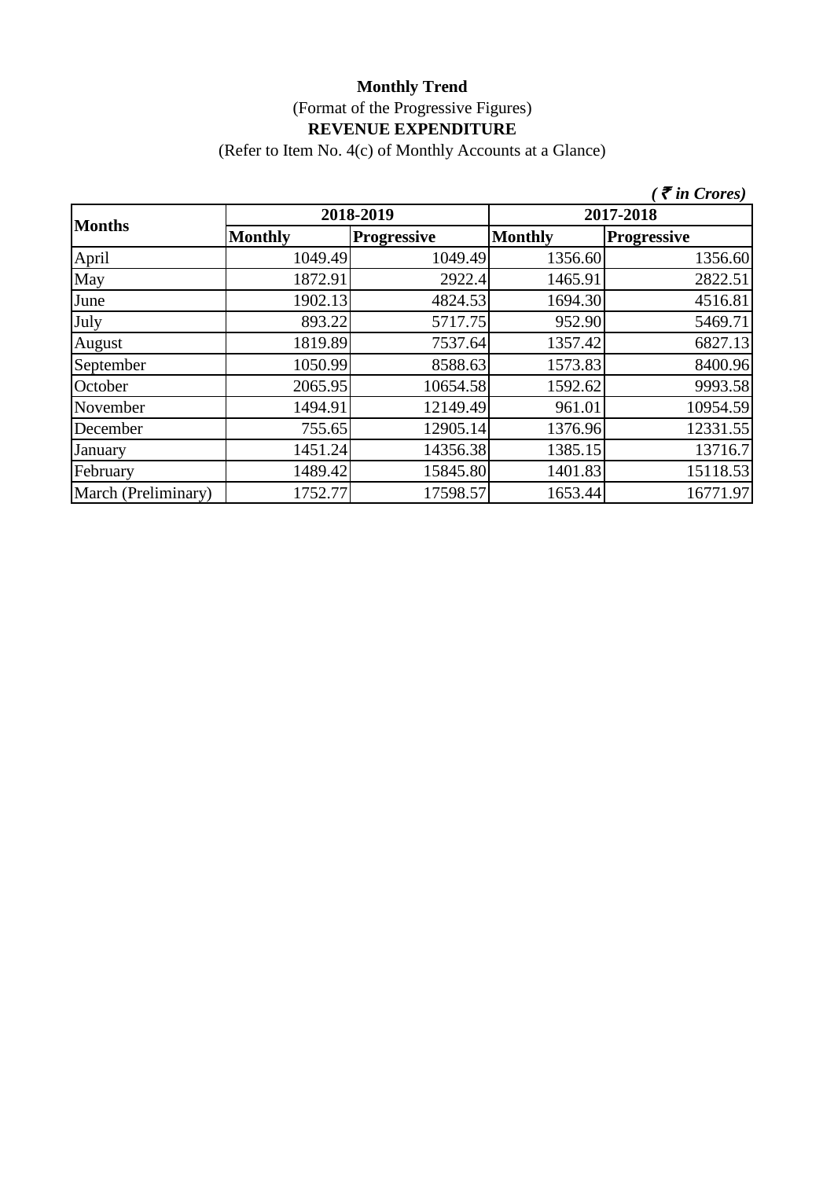**Monthly Trend**

(Format of the Progressive Figures)

**REVENUE EXPENDITURE**

(Refer to Item No. 4(c) of Monthly Accounts at a Glance)

***( ₹ in Crores)***

| **Months** | **2018-2019** | | **2017-2018** | |
|---|---|---|---|---|
| | **Monthly** | **Progressive** | **Monthly** | **Progressive** |
| April | 1049.49 | 1049.49 | 1356.60 | 1356.60 |
| May | 1872.91 | 2922.4 | 1465.91 | 2822.51 |
| June | 1902.13 | 4824.53 | 1694.30 | 4516.81 |
| July | 893.22 | 5717.75 | 952.90 | 5469.71 |
| August | 1819.89 | 7537.64 | 1357.42 | 6827.13 |
| September | 1050.99 | 8588.63 | 1573.83 | 8400.96 |
| October | 2065.95 | 10654.58 | 1592.62 | 9993.58 |
| November | 1494.91 | 12149.49 | 961.01 | 10954.59 |
| December | 755.65 | 12905.14 | 1376.96 | 12331.55 |
| January | 1451.24 | 14356.38 | 1385.15 | 13716.7 |
| February | 1489.42 | 15845.80 | 1401.83 | 15118.53 |
| March (Preliminary) | 1752.77 | 17598.57 | 1653.44 | 16771.97 |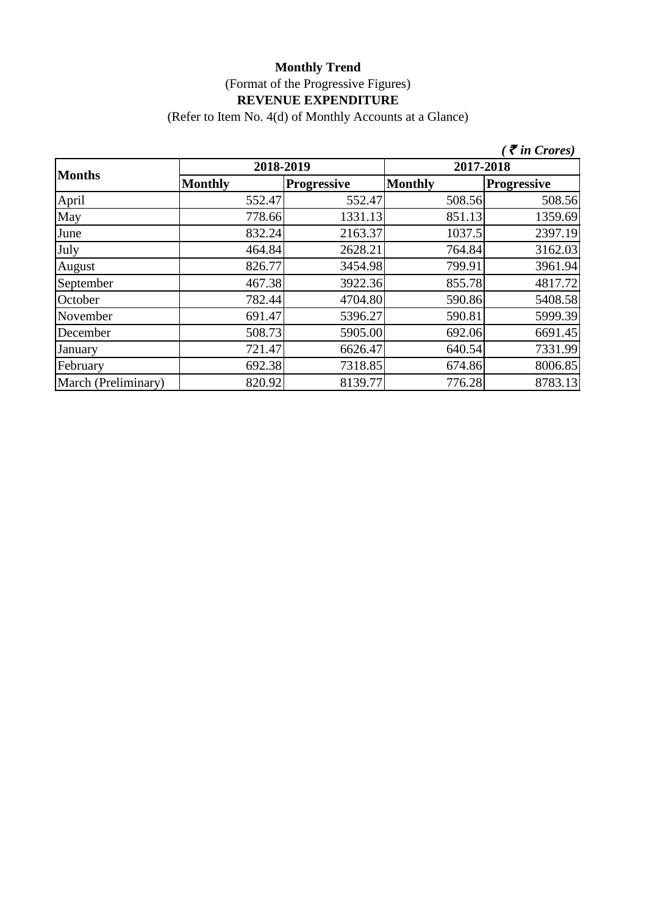**Monthly Trend**

(Format of the Progressive Figures)

**REVENUE EXPENDITURE**

(Refer to Item No. 4(d) of Monthly Accounts at a Glance)

*( ₹ in Crores)*

| Months | 2018-2019 | | 2017-2018 | |
|---|---|---|---|---|
| | Monthly | Progressive | Monthly | Progressive |
| April | 552.47 | 552.47 | 508.56 | 508.56 |
| May | 778.66 | 1331.13 | 851.13 | 1359.69 |
| June | 832.24 | 2163.37 | 1037.5 | 2397.19 |
| July | 464.84 | 2628.21 | 764.84 | 3162.03 |
| August | 826.77 | 3454.98 | 799.91 | 3961.94 |
| September | 467.38 | 3922.36 | 855.78 | 4817.72 |
| October | 782.44 | 4704.80 | 590.86 | 5408.58 |
| November | 691.47 | 5396.27 | 590.81 | 5999.39 |
| December | 508.73 | 5905.00 | 692.06 | 6691.45 |
| January | 721.47 | 6626.47 | 640.54 | 7331.99 |
| February | 692.38 | 7318.85 | 674.86 | 8006.85 |
| March (Preliminary) | 820.92 | 8139.77 | 776.28 | 8783.13 |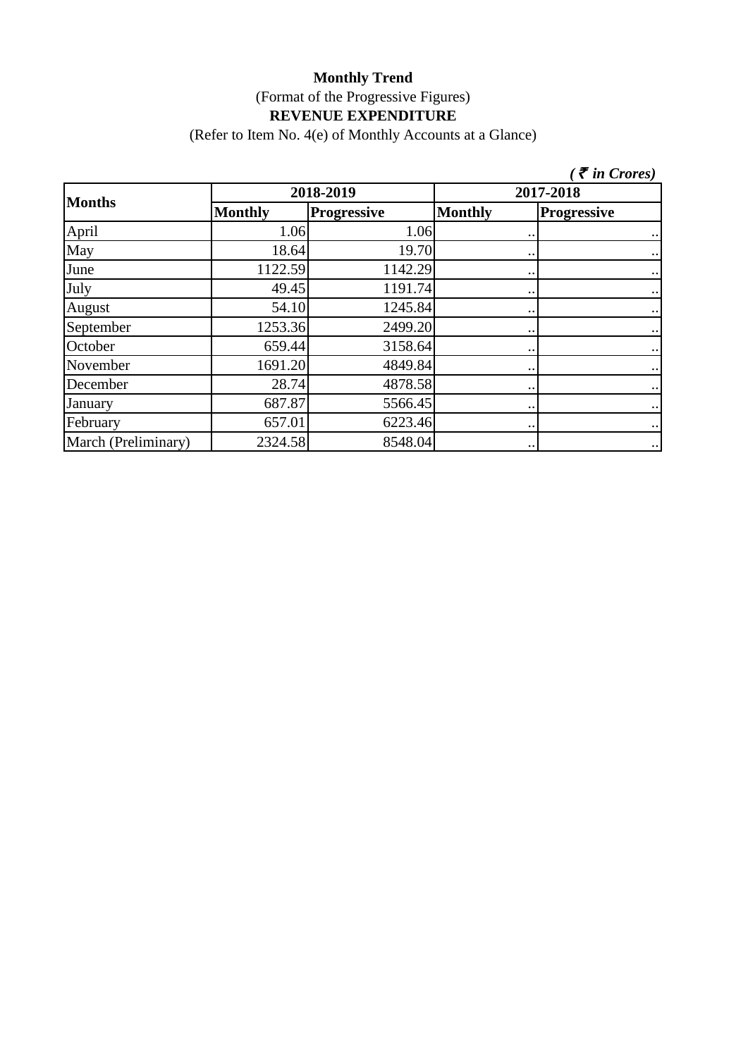**Monthly Trend**

(Format of the Progressive Figures)

**REVENUE EXPENDITURE**

(Refer to Item No. 4(e) of Monthly Accounts at a Glance)

***( ₹ in Crores)***

| **Months** | **2018-2019** | | **2017-2018** | |
|---|---|---|---|---|
| | **Monthly** | **Progressive** | **Monthly** | **Progressive** |
| April | 1.06 | 1.06 | .. | .. |
| May | 18.64 | 19.70 | .. | .. |
| June | 1122.59 | 1142.29 | .. | .. |
| July | 49.45 | 1191.74 | .. | .. |
| August | 54.10 | 1245.84 | .. | .. |
| September | 1253.36 | 2499.20 | .. | .. |
| October | 659.44 | 3158.64 | .. | .. |
| November | 1691.20 | 4849.84 | .. | .. |
| December | 28.74 | 4878.58 | .. | .. |
| January | 687.87 | 5566.45 | .. | .. |
| February | 657.01 | 6223.46 | .. | .. |
| March (Preliminary) | 2324.58 | 8548.04 | .. | .. |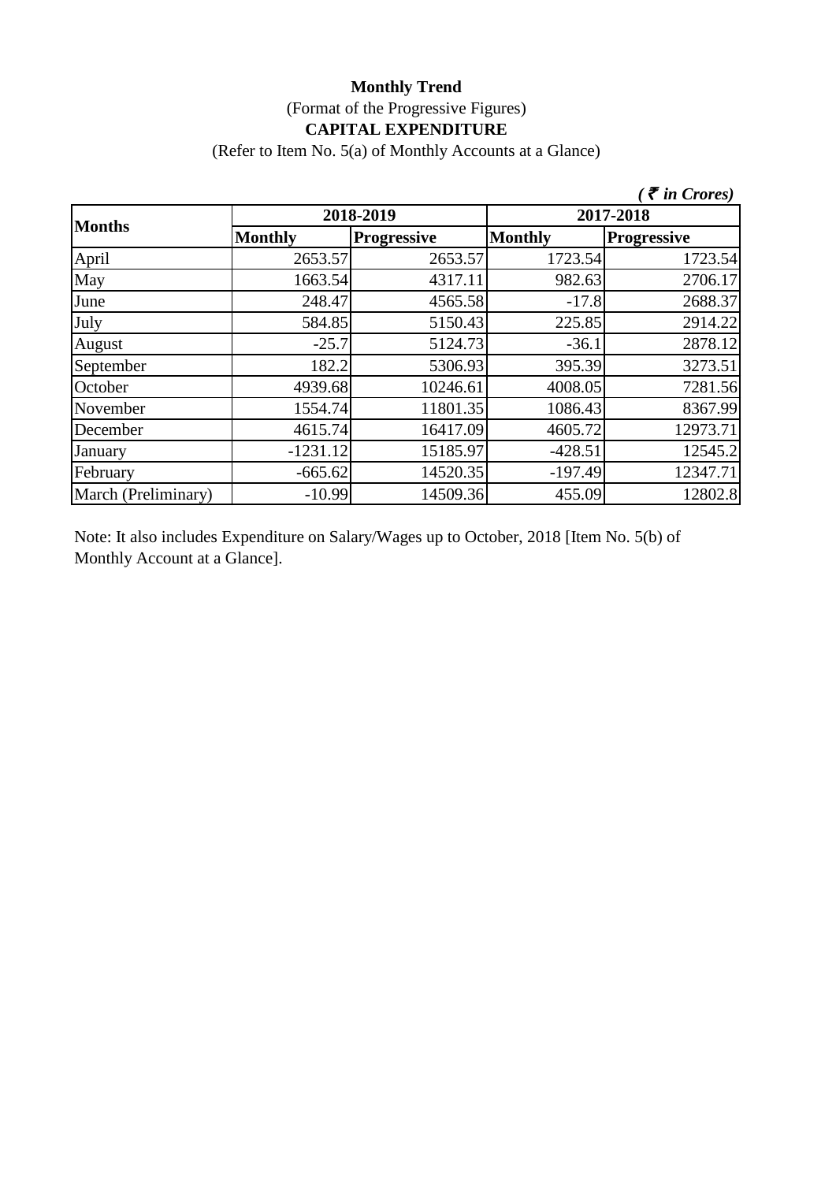**Monthly Trend**

(Format of the Progressive Figures)

**CAPITAL EXPENDITURE**

(Refer to Item No. 5(a) of Monthly Accounts at a Glance)

*( ₹ in Crores)*

| Months | 2018-2019 | | 2017-2018 | |
|---|---|---|---|---|
| | Monthly | Progressive | Monthly | Progressive |
| April | 2653.57 | 2653.57 | 1723.54 | 1723.54 |
| May | 1663.54 | 4317.11 | 982.63 | 2706.17 |
| June | 248.47 | 4565.58 | -17.8 | 2688.37 |
| July | 584.85 | 5150.43 | 225.85 | 2914.22 |
| August | -25.7 | 5124.73 | -36.1 | 2878.12 |
| September | 182.2 | 5306.93 | 395.39 | 3273.51 |
| October | 4939.68 | 10246.61 | 4008.05 | 7281.56 |
| November | 1554.74 | 11801.35 | 1086.43 | 8367.99 |
| December | 4615.74 | 16417.09 | 4605.72 | 12973.71 |
| January | -1231.12 | 15185.97 | -428.51 | 12545.2 |
| February | -665.62 | 14520.35 | -197.49 | 12347.71 |
| March (Preliminary) | -10.99 | 14509.36 | 455.09 | 12802.8 |

Note: It also includes Expenditure on Salary/Wages up to October, 2018 [Item No. 5(b) of Monthly Account at a Glance].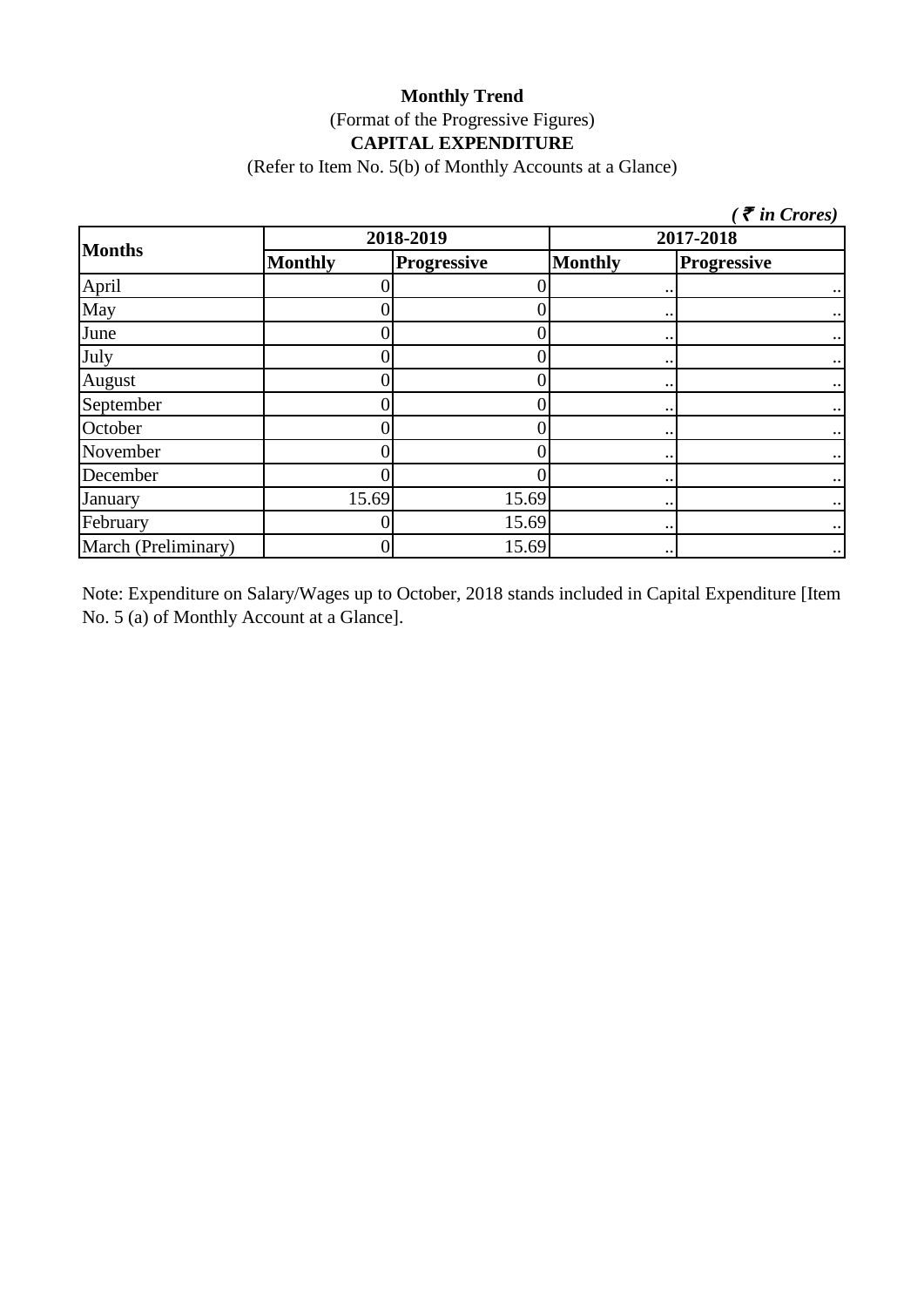**Monthly Trend**

(Format of the Progressive Figures)

**CAPITAL EXPENDITURE**

(Refer to Item No. 5(b) of Monthly Accounts at a Glance)

***( ₹ in Crores)***

| Months | 2018-2019 | | 2017-2018 | |
|---|---|---|---|---|
| | **Monthly** | **Progressive** | **Monthly** | **Progressive** |
| April | 0 | 0 | .. | .. |
| May | 0 | 0 | .. | .. |
| June | 0 | 0 | .. | .. |
| July | 0 | 0 | .. | .. |
| August | 0 | 0 | .. | .. |
| September | 0 | 0 | .. | .. |
| October | 0 | 0 | .. | .. |
| November | 0 | 0 | .. | .. |
| December | 0 | 0 | .. | .. |
| January | 15.69 | 15.69 | .. | .. |
| February | 0 | 15.69 | .. | .. |
| March (Preliminary) | 0 | 15.69 | .. | .. |

Note: Expenditure on Salary/Wages up to October, 2018 stands included in Capital Expenditure [Item No. 5 (a) of Monthly Account at a Glance].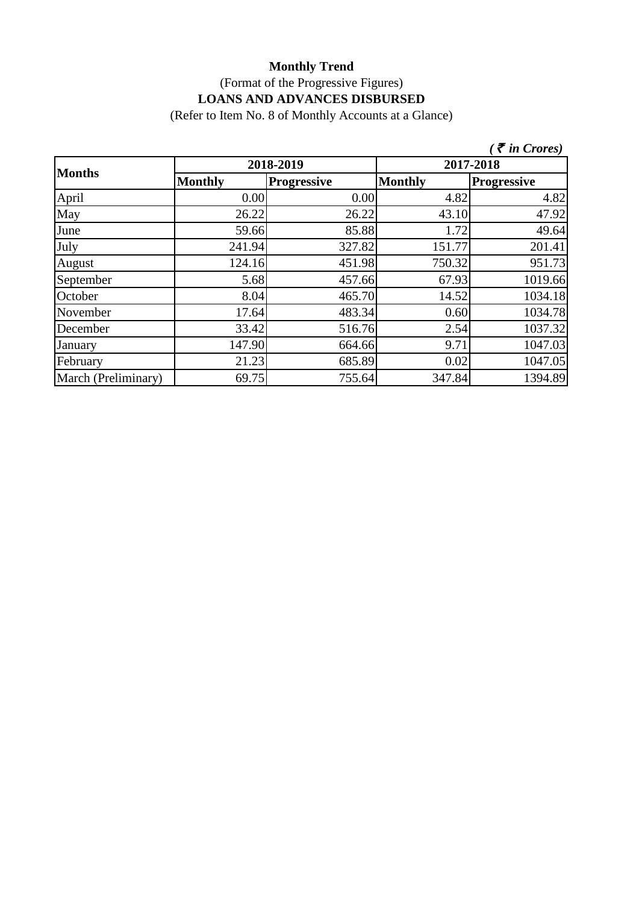**Monthly Trend**

(Format of the Progressive Figures)

**LOANS AND ADVANCES DISBURSED**

(Refer to Item No. 8 of Monthly Accounts at a Glance)

*(₹ in Crores)*

| Months | 2018-2019 | | 2017-2018 | |
|---|---|---|---|---|
| | Monthly | Progressive | Monthly | Progressive |
| April | 0.00 | 0.00 | 4.82 | 4.82 |
| May | 26.22 | 26.22 | 43.10 | 47.92 |
| June | 59.66 | 85.88 | 1.72 | 49.64 |
| July | 241.94 | 327.82 | 151.77 | 201.41 |
| August | 124.16 | 451.98 | 750.32 | 951.73 |
| September | 5.68 | 457.66 | 67.93 | 1019.66 |
| October | 8.04 | 465.70 | 14.52 | 1034.18 |
| November | 17.64 | 483.34 | 0.60 | 1034.78 |
| December | 33.42 | 516.76 | 2.54 | 1037.32 |
| January | 147.90 | 664.66 | 9.71 | 1047.03 |
| February | 21.23 | 685.89 | 0.02 | 1047.05 |
| March (Preliminary) | 69.75 | 755.64 | 347.84 | 1394.89 |